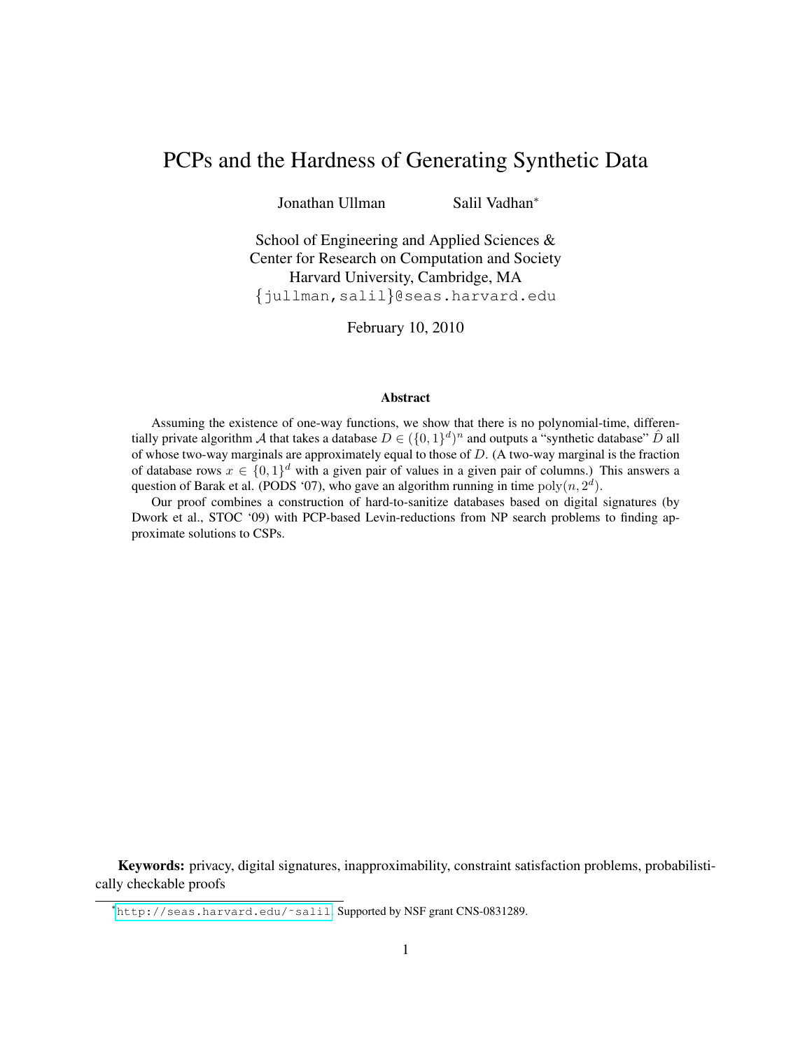# PCPs and the Hardness of Generating Synthetic Data

Jonathan Ullman Salil Vadhan[*]

School of Engineering and Applied Sciences &
Center for Research on Computation and Society
Harvard University, Cambridge, MA
{jullman,salil}@seas.harvard.edu

February 10, 2010

### Abstract

Assuming the existence of one-way functions, we show that there is no polynomial-time, differentially private algorithm $\mathcal{A}$ that takes a database $D \in (\{0,1\}^d)^n$ and outputs a "synthetic database" $\hat{D}$ all of whose two-way marginals are approximately equal to those of $D$. (A two-way marginal is the fraction of database rows $x \in \{0,1\}^d$ with a given pair of values in a given pair of columns.) This answers a question of Barak et al. (PODS '07), who gave an algorithm running in time $\mathrm{poly}(n, 2^d)$.

Our proof combines a construction of hard-to-sanitize databases based on digital signatures (by Dwork et al., STOC '09) with PCP-based Levin-reductions from NP search problems to finding approximate solutions to CSPs.

**Keywords:** privacy, digital signatures, inapproximability, constraint satisfaction problems, probabilistically checkable proofs

[*] http://seas.harvard.edu/~salil. Supported by NSF grant CNS-0831289.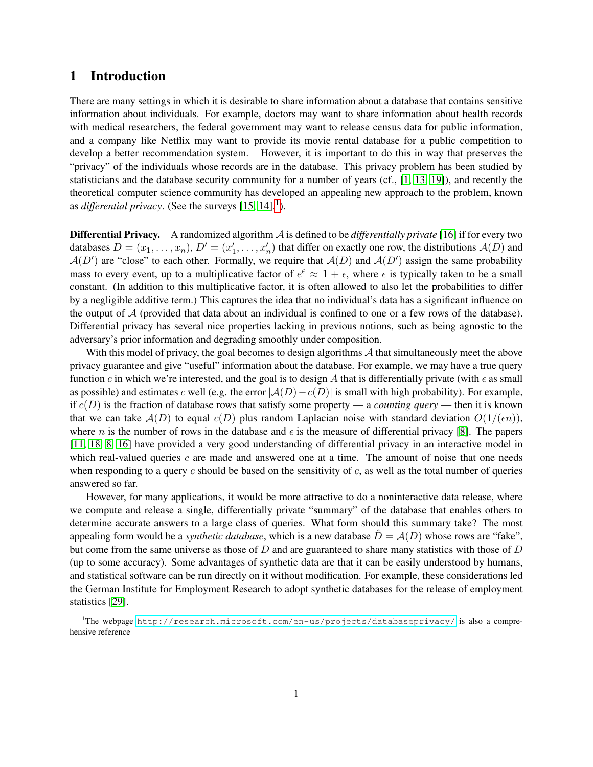# 1 Introduction

There are many settings in which it is desirable to share information about a database that contains sensitive information about individuals. For example, doctors may want to share information about health records with medical researchers, the federal government may want to release census data for public information, and a company like Netflix may want to provide its movie rental database for a public competition to develop a better recommendation system. However, it is important to do this in way that preserves the "privacy" of the individuals whose records are in the database. This privacy problem has been studied by statisticians and the database security community for a number of years (cf., [1, 13, 19]), and recently the theoretical computer science community has developed an appealing new approach to the problem, known as *differential privacy*. (See the surveys [15, 14].[1]).

**Differential Privacy.** A randomized algorithm $\mathcal{A}$ is defined to be *differentially private* [16] if for every two databases $D = (x_1, \ldots, x_n)$, $D' = (x'_1, \ldots, x'_n)$ that differ on exactly one row, the distributions $\mathcal{A}(D)$ and $\mathcal{A}(D')$ are "close" to each other. Formally, we require that $\mathcal{A}(D)$ and $\mathcal{A}(D')$ assign the same probability mass to every event, up to a multiplicative factor of $e^{\epsilon} \approx 1 + \epsilon$, where $\epsilon$ is typically taken to be a small constant. (In addition to this multiplicative factor, it is often allowed to also let the probabilities to differ by a negligible additive term.) This captures the idea that no individual's data has a significant influence on the output of $\mathcal{A}$ (provided that data about an individual is confined to one or a few rows of the database). Differential privacy has several nice properties lacking in previous notions, such as being agnostic to the adversary's prior information and degrading smoothly under composition.

With this model of privacy, the goal becomes to design algorithms $\mathcal{A}$ that simultaneously meet the above privacy guarantee and give "useful" information about the database. For example, we may have a true query function $c$ in which we're interested, and the goal is to design $A$ that is differentially private (with $\epsilon$ as small as possible) and estimates $c$ well (e.g. the error $|\mathcal{A}(D) - c(D)|$ is small with high probability). For example, if $c(D)$ is the fraction of database rows that satisfy some property — a *counting query* — then it is known that we can take $\mathcal{A}(D)$ to equal $c(D)$ plus random Laplacian noise with standard deviation $O(1/(\epsilon n))$, where $n$ is the number of rows in the database and $\epsilon$ is the measure of differential privacy [8]. The papers [11, 18, 8, 16] have provided a very good understanding of differential privacy in an interactive model in which real-valued queries $c$ are made and answered one at a time. The amount of noise that one needs when responding to a query $c$ should be based on the sensitivity of $c$, as well as the total number of queries answered so far.

However, for many applications, it would be more attractive to do a noninteractive data release, where we compute and release a single, differentially private "summary" of the database that enables others to determine accurate answers to a large class of queries. What form should this summary take? The most appealing form would be a *synthetic database*, which is a new database $\hat{D} = \mathcal{A}(D)$ whose rows are "fake", but come from the same universe as those of $D$ and are guaranteed to share many statistics with those of $D$ (up to some accuracy). Some advantages of synthetic data are that it can be easily understood by humans, and statistical software can be run directly on it without modification. For example, these considerations led the German Institute for Employment Research to adopt synthetic databases for the release of employment statistics [29].

[1] The webpage http://research.microsoft.com/en-us/projects/databaseprivacy/ is also a comprehensive reference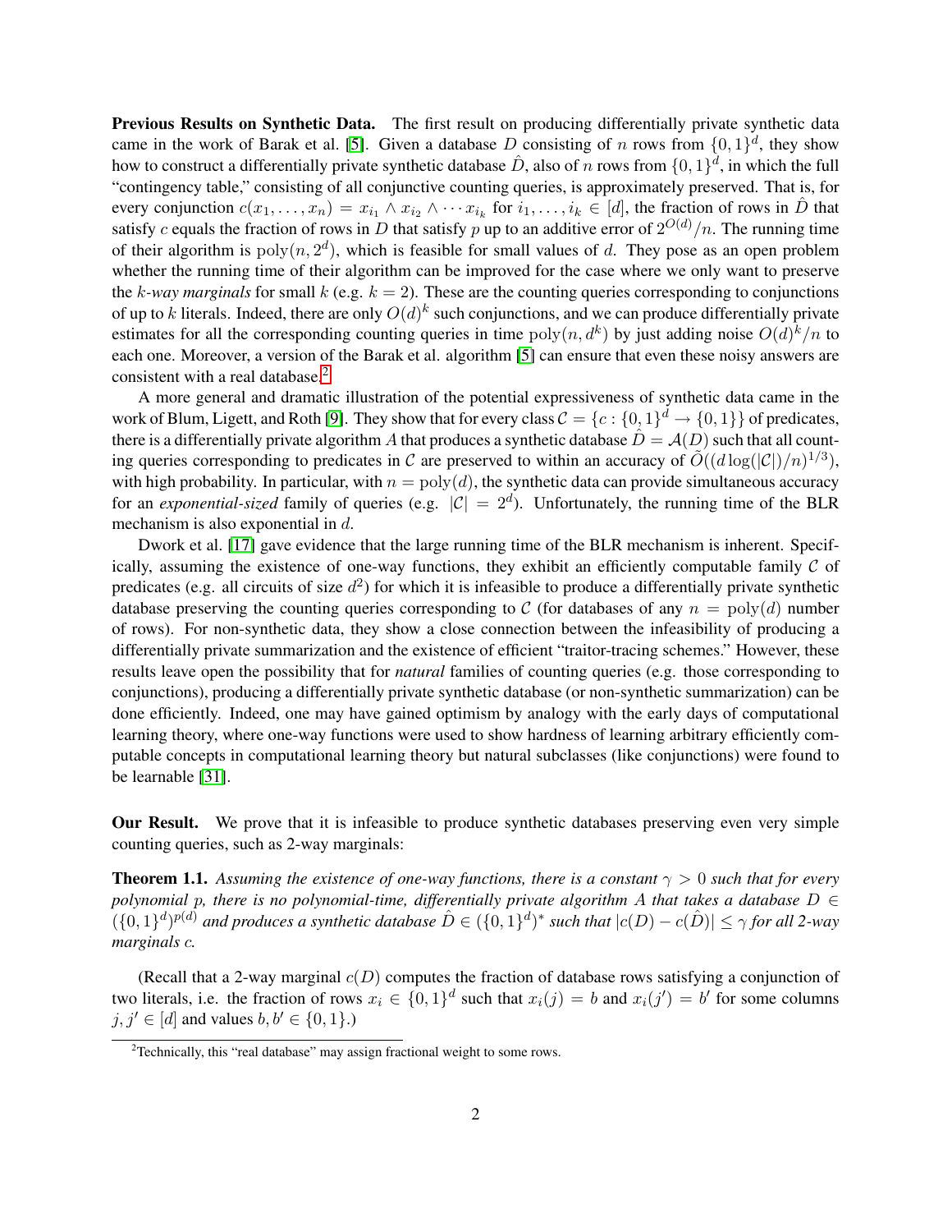**Previous Results on Synthetic Data.** The first result on producing differentially private synthetic data came in the work of Barak et al. [5]. Given a database $D$ consisting of $n$ rows from $\{0,1\}^d$, they show how to construct a differentially private synthetic database $\hat{D}$, also of $n$ rows from $\{0,1\}^d$, in which the full "contingency table," consisting of all conjunctive counting queries, is approximately preserved. That is, for every conjunction $c(x_1,\ldots,x_n) = x_{i_1} \wedge x_{i_2} \wedge \cdots x_{i_k}$ for $i_1,\ldots,i_k \in [d]$, the fraction of rows in $\hat{D}$ that satisfy $c$ equals the fraction of rows in $D$ that satisfy $p$ up to an additive error of $2^{O(d)}/n$. The running time of their algorithm is $\mathrm{poly}(n, 2^d)$, which is feasible for small values of $d$. They pose as an open problem whether the running time of their algorithm can be improved for the case where we only want to preserve the $k$-*way marginals* for small $k$ (e.g. $k = 2$). These are the counting queries corresponding to conjunctions of up to $k$ literals. Indeed, there are only $O(d)^k$ such conjunctions, and we can produce differentially private estimates for all the corresponding counting queries in time $\mathrm{poly}(n, d^k)$ by just adding noise $O(d)^k/n$ to each one. Moreover, a version of the Barak et al. algorithm [5] can ensure that even these noisy answers are consistent with a real database.[2]

A more general and dramatic illustration of the potential expressiveness of synthetic data came in the work of Blum, Ligett, and Roth [9]. They show that for every class $\mathcal{C} = \{c : \{0,1\}^d \to \{0,1\}\}$ of predicates, there is a differentially private algorithm $A$ that produces a synthetic database $\hat{D} = \mathcal{A}(D)$ such that all counting queries corresponding to predicates in $\mathcal{C}$ are preserved to within an accuracy of $\tilde{O}((d \log(|\mathcal{C}|)/n)^{1/3})$, with high probability. In particular, with $n = \mathrm{poly}(d)$, the synthetic data can provide simultaneous accuracy for an *exponential-sized* family of queries (e.g. $|\mathcal{C}| = 2^d$). Unfortunately, the running time of the BLR mechanism is also exponential in $d$.

Dwork et al. [17] gave evidence that the large running time of the BLR mechanism is inherent. Specifically, assuming the existence of one-way functions, they exhibit an efficiently computable family $\mathcal{C}$ of predicates (e.g. all circuits of size $d^2$) for which it is infeasible to produce a differentially private synthetic database preserving the counting queries corresponding to $\mathcal{C}$ (for databases of any $n = \mathrm{poly}(d)$ number of rows). For non-synthetic data, they show a close connection between the infeasibility of producing a differentially private summarization and the existence of efficient "traitor-tracing schemes." However, these results leave open the possibility that for *natural* families of counting queries (e.g. those corresponding to conjunctions), producing a differentially private synthetic database (or non-synthetic summarization) can be done efficiently. Indeed, one may have gained optimism by analogy with the early days of computational learning theory, where one-way functions were used to show hardness of learning arbitrary efficiently computable concepts in computational learning theory but natural subclasses (like conjunctions) were found to be learnable [31].

**Our Result.** We prove that it is infeasible to produce synthetic databases preserving even very simple counting queries, such as 2-way marginals:

**Theorem 1.1.** *Assuming the existence of one-way functions, there is a constant $\gamma > 0$ such that for every polynomial $p$, there is no polynomial-time, differentially private algorithm $A$ that takes a database $D \in (\{0,1\}^d)^{p(d)}$ and produces a synthetic database $\hat{D} \in (\{0,1\}^d)^*$ such that $|c(D) - c(\hat{D})| \le \gamma$ for all 2-way marginals $c$.*

(Recall that a 2-way marginal $c(D)$ computes the fraction of database rows satisfying a conjunction of two literals, i.e. the fraction of rows $x_i \in \{0,1\}^d$ such that $x_i(j) = b$ and $x_i(j') = b'$ for some columns $j, j' \in [d]$ and values $b, b' \in \{0,1\}$.)

[2] Technically, this "real database" may assign fractional weight to some rows.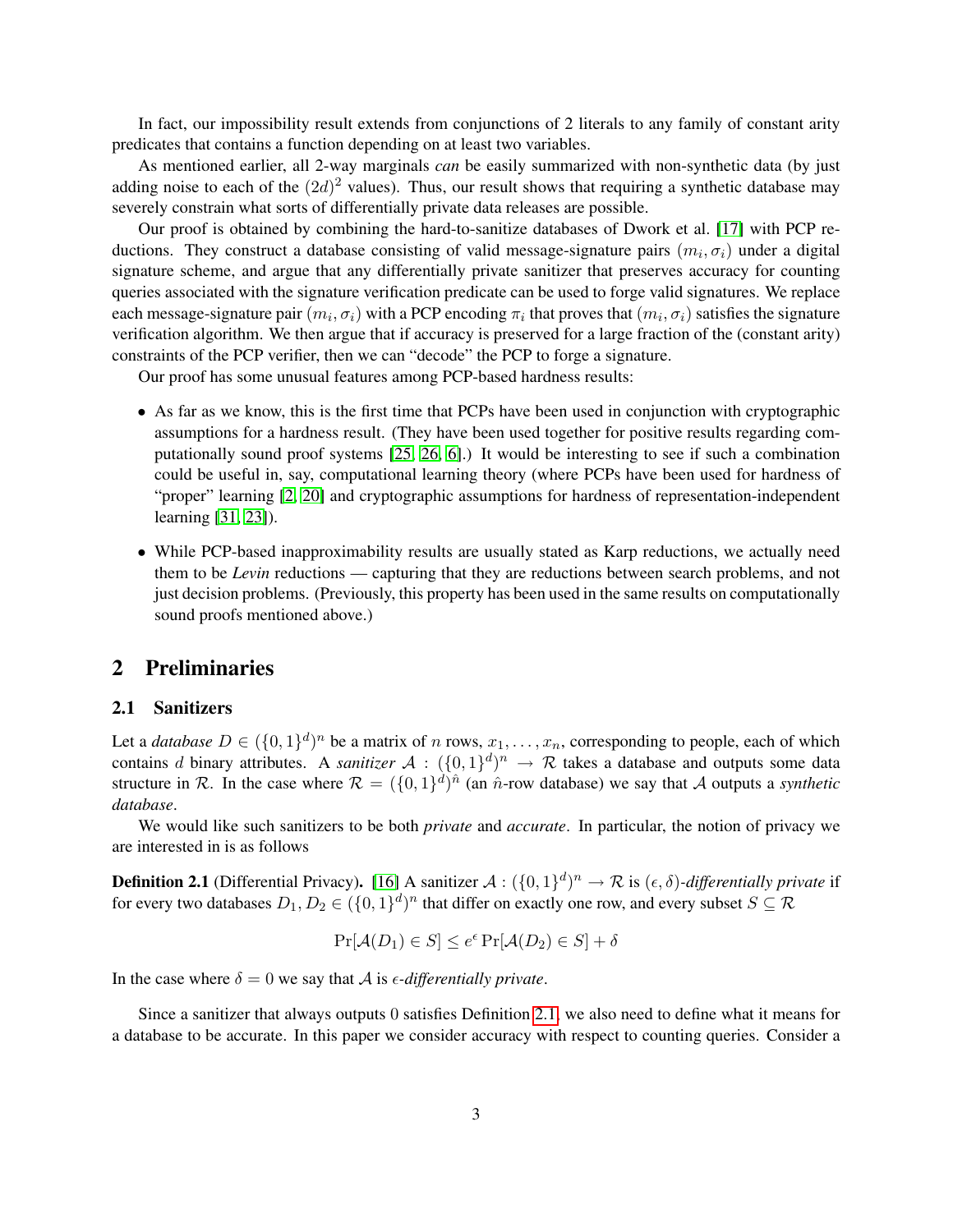In fact, our impossibility result extends from conjunctions of 2 literals to any family of constant arity predicates that contains a function depending on at least two variables.

As mentioned earlier, all 2-way marginals *can* be easily summarized with non-synthetic data (by just adding noise to each of the $(2d)^2$ values). Thus, our result shows that requiring a synthetic database may severely constrain what sorts of differentially private data releases are possible.

Our proof is obtained by combining the hard-to-sanitize databases of Dwork et al. [17] with PCP reductions. They construct a database consisting of valid message-signature pairs $(m_i, \sigma_i)$ under a digital signature scheme, and argue that any differentially private sanitizer that preserves accuracy for counting queries associated with the signature verification predicate can be used to forge valid signatures. We replace each message-signature pair $(m_i, \sigma_i)$ with a PCP encoding $\pi_i$ that proves that $(m_i, \sigma_i)$ satisfies the signature verification algorithm. We then argue that if accuracy is preserved for a large fraction of the (constant arity) constraints of the PCP verifier, then we can "decode" the PCP to forge a signature.

Our proof has some unusual features among PCP-based hardness results:

- As far as we know, this is the first time that PCPs have been used in conjunction with cryptographic assumptions for a hardness result. (They have been used together for positive results regarding computationally sound proof systems [25, 26, 6].) It would be interesting to see if such a combination could be useful in, say, computational learning theory (where PCPs have been used for hardness of "proper" learning [2, 20] and cryptographic assumptions for hardness of representation-independent learning [31, 23]).
- While PCP-based inapproximability results are usually stated as Karp reductions, we actually need them to be *Levin* reductions — capturing that they are reductions between search problems, and not just decision problems. (Previously, this property has been used in the same results on computationally sound proofs mentioned above.)

## 2 Preliminaries

### 2.1 Sanitizers

Let a *database* $D \in (\{0,1\}^d)^n$ be a matrix of $n$ rows, $x_1, \ldots, x_n$, corresponding to people, each of which contains $d$ binary attributes. A *sanitizer* $\mathcal{A} : (\{0,1\}^d)^n \to \mathcal{R}$ takes a database and outputs some data structure in $\mathcal{R}$. In the case where $\mathcal{R} = (\{0,1\}^d)^{\hat{n}}$ (an $\hat{n}$-row database) we say that $\mathcal{A}$ outputs a *synthetic database*.

We would like such sanitizers to be both *private* and *accurate*. In particular, the notion of privacy we are interested in is as follows

**Definition 2.1** (Differential Privacy). [16] A sanitizer $\mathcal{A} : (\{0,1\}^d)^n \to \mathcal{R}$ is $(\epsilon, \delta)$-*differentially private* if for every two databases $D_1, D_2 \in (\{0,1\}^d)^n$ that differ on exactly one row, and every subset $S \subseteq \mathcal{R}$

$$\Pr[\mathcal{A}(D_1) \in S] \leq e^{\epsilon} \Pr[\mathcal{A}(D_2) \in S] + \delta$$

In the case where $\delta = 0$ we say that $\mathcal{A}$ is $\epsilon$-*differentially private*.

Since a sanitizer that always outputs 0 satisfies Definition 2.1, we also need to define what it means for a database to be accurate. In this paper we consider accuracy with respect to counting queries. Consider a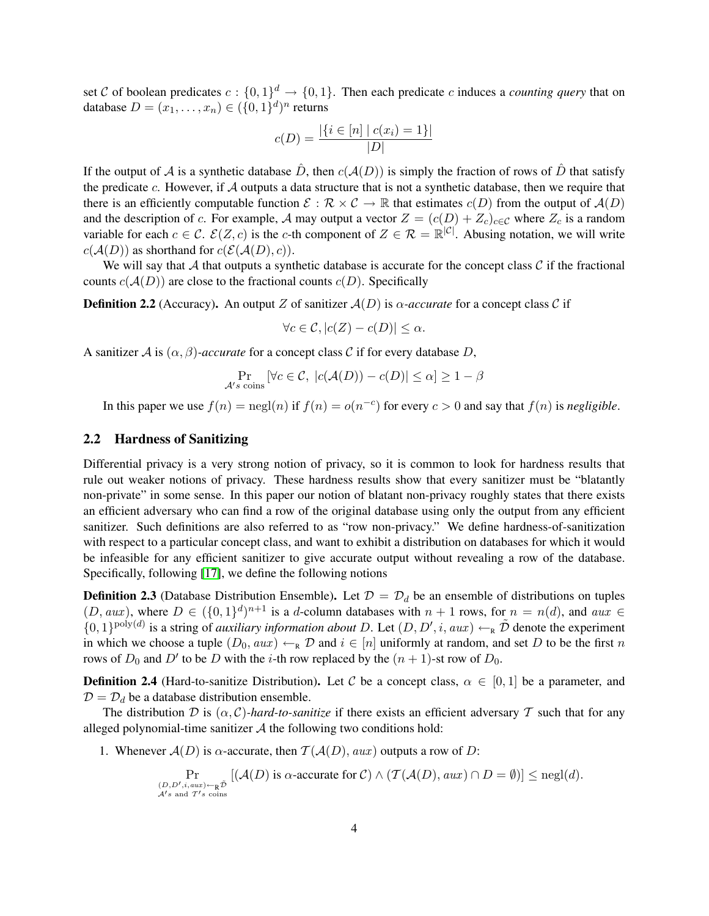set $\mathcal{C}$ of boolean predicates $c : \{0,1\}^d \to \{0,1\}$. Then each predicate $c$ induces a *counting query* that on database $D = (x_1, \ldots, x_n) \in (\{0,1\}^d)^n$ returns

$$c(D) = \frac{|\{i \in [n] \mid c(x_i) = 1\}|}{|D|}$$

If the output of $\mathcal{A}$ is a synthetic database $\hat{D}$, then $c(\mathcal{A}(D))$ is simply the fraction of rows of $\hat{D}$ that satisfy the predicate $c$. However, if $\mathcal{A}$ outputs a data structure that is not a synthetic database, then we require that there is an efficiently computable function $\mathcal{E} : \mathcal{R} \times \mathcal{C} \to \mathbb{R}$ that estimates $c(D)$ from the output of $\mathcal{A}(D)$ and the description of $c$. For example, $\mathcal{A}$ may output a vector $Z = (c(D) + Z_c)_{c \in \mathcal{C}}$ where $Z_c$ is a random variable for each $c \in \mathcal{C}$. $\mathcal{E}(Z, c)$ is the $c$-th component of $Z \in \mathcal{R} = \mathbb{R}^{|\mathcal{C}|}$. Abusing notation, we will write $c(\mathcal{A}(D))$ as shorthand for $c(\mathcal{E}(\mathcal{A}(D), c))$.

We will say that $\mathcal{A}$ that outputs a synthetic database is accurate for the concept class $\mathcal{C}$ if the fractional counts $c(\mathcal{A}(D))$ are close to the fractional counts $c(D)$. Specifically

**Definition 2.2** (Accuracy)**.** An output $Z$ of sanitizer $\mathcal{A}(D)$ is *$\alpha$-accurate* for a concept class $\mathcal{C}$ if

$$\forall c \in \mathcal{C}, |c(Z) - c(D)| \le \alpha.$$

A sanitizer $\mathcal{A}$ is *$(\alpha, \beta)$-accurate* for a concept class $\mathcal{C}$ if for every database $D$,

$$\Pr_{\mathcal{A}'s \text{ coins}} [\forall c \in \mathcal{C},\ |c(\mathcal{A}(D)) - c(D)| \le \alpha] \ge 1 - \beta$$

In this paper we use $f(n) = \mathrm{negl}(n)$ if $f(n) = o(n^{-c})$ for every $c > 0$ and say that $f(n)$ is *negligible*.

## 2.2 Hardness of Sanitizing

Differential privacy is a very strong notion of privacy, so it is common to look for hardness results that rule out weaker notions of privacy. These hardness results show that every sanitizer must be "blatantly non-private" in some sense. In this paper our notion of blatant non-privacy roughly states that there exists an efficient adversary who can find a row of the original database using only the output from any efficient sanitizer. Such definitions are also referred to as "row non-privacy." We define hardness-of-sanitization with respect to a particular concept class, and want to exhibit a distribution on databases for which it would be infeasible for any efficient sanitizer to give accurate output without revealing a row of the database. Specifically, following [17], we define the following notions

**Definition 2.3** (Database Distribution Ensemble)**.** Let $\mathcal{D} = \mathcal{D}_d$ be an ensemble of distributions on tuples $(D, aux)$, where $D \in (\{0,1\}^d)^{n+1}$ is a $d$-column databases with $n+1$ rows, for $n = n(d)$, and $aux \in \{0,1\}^{\mathrm{poly}(d)}$ is a string of *auxiliary information about* $D$. Let $(D, D', i, aux) \leftarrow_{\mathrm{R}} \tilde{\mathcal{D}}$ denote the experiment in which we choose a tuple $(D_0, aux) \leftarrow_{\mathrm{R}} \mathcal{D}$ and $i \in [n]$ uniformly at random, and set $D$ to be the first $n$ rows of $D_0$ and $D'$ to be $D$ with the $i$-th row replaced by the $(n+1)$-st row of $D_0$.

**Definition 2.4** (Hard-to-sanitize Distribution)**.** Let $\mathcal{C}$ be a concept class, $\alpha \in [0,1]$ be a parameter, and $\mathcal{D} = \mathcal{D}_d$ be a database distribution ensemble.

The distribution $\mathcal{D}$ is *$(\alpha, \mathcal{C})$-hard-to-sanitize* if there exists an efficient adversary $\mathcal{T}$ such that for any alleged polynomial-time sanitizer $\mathcal{A}$ the following two conditions hold:

1. Whenever $\mathcal{A}(D)$ is $\alpha$-accurate, then $\mathcal{T}(\mathcal{A}(D), aux)$ outputs a row of $D$:

$$\Pr_{\substack{(D, D', i, aux) \leftarrow_{\mathrm{R}} \tilde{\mathcal{D}} \\ \mathcal{A}'s \text{ and } \mathcal{T}'s \text{ coins}}} [(\mathcal{A}(D) \text{ is } \alpha\text{-accurate for } \mathcal{C}) \wedge (\mathcal{T}(\mathcal{A}(D), aux) \cap D = \emptyset)] \le \mathrm{negl}(d).$$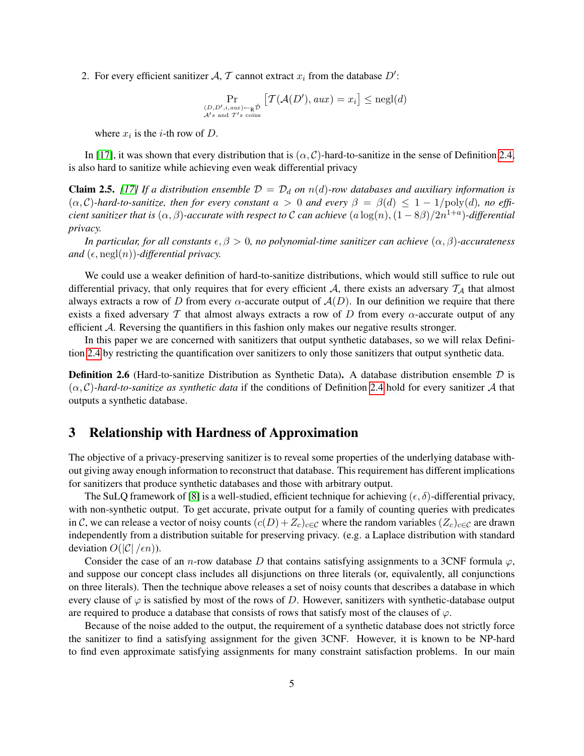2. For every efficient sanitizer $\mathcal{A}$, $\mathcal{T}$ cannot extract $x_i$ from the database $D'$:

$$\Pr_{\substack{(D,D',i,aux) \leftarrow_{\mathrm{R}} \tilde{\mathcal{D}} \\ \mathcal{A}'s \text{ and } \mathcal{T}'s \text{ coins}}} \left[\mathcal{T}(\mathcal{A}(D'), aux) = x_i\right] \leq \mathrm{negl}(d)$$

where $x_i$ is the $i$-th row of $D$.

In [17], it was shown that every distribution that is $(\alpha, \mathcal{C})$-hard-to-sanitize in the sense of Definition 2.4, is also hard to sanitize while achieving even weak differential privacy

**Claim 2.5.** *[17] If a distribution ensemble $\mathcal{D} = \mathcal{D}_d$ on $n(d)$-row databases and auxiliary information is $(\alpha, \mathcal{C})$-hard-to-sanitize, then for every constant $a > 0$ and every $\beta = \beta(d) \leq 1 - 1/\mathrm{poly}(d)$, no efficient sanitizer that is $(\alpha, \beta)$-accurate with respect to $\mathcal{C}$ can achieve $(a \log(n), (1 - 8\beta)/2n^{1+a})$-differential privacy.*

*In particular, for all constants $\epsilon, \beta > 0$, no polynomial-time sanitizer can achieve $(\alpha, \beta)$-accurateness and $(\epsilon, \mathrm{negl}(n))$-differential privacy.*

We could use a weaker definition of hard-to-sanitize distributions, which would still suffice to rule out differential privacy, that only requires that for every efficient $\mathcal{A}$, there exists an adversary $\mathcal{T}_{\mathcal{A}}$ that almost always extracts a row of $D$ from every $\alpha$-accurate output of $\mathcal{A}(D)$. In our definition we require that there exists a fixed adversary $\mathcal{T}$ that almost always extracts a row of $D$ from every $\alpha$-accurate output of any efficient $\mathcal{A}$. Reversing the quantifiers in this fashion only makes our negative results stronger.

In this paper we are concerned with sanitizers that output synthetic databases, so we will relax Definition 2.4 by restricting the quantification over sanitizers to only those sanitizers that output synthetic data.

**Definition 2.6** (Hard-to-sanitize Distribution as Synthetic Data)**.** A database distribution ensemble $\mathcal{D}$ is $(\alpha, \mathcal{C})$-*hard-to-sanitize as synthetic data* if the conditions of Definition 2.4 hold for every sanitizer $\mathcal{A}$ that outputs a synthetic database.

## 3 Relationship with Hardness of Approximation

The objective of a privacy-preserving sanitizer is to reveal some properties of the underlying database without giving away enough information to reconstruct that database. This requirement has different implications for sanitizers that produce synthetic databases and those with arbitrary output.

The SuLQ framework of [8] is a well-studied, efficient technique for achieving $(\epsilon, \delta)$-differential privacy, with non-synthetic output. To get accurate, private output for a family of counting queries with predicates in $\mathcal{C}$, we can release a vector of noisy counts $(c(D) + Z_c)_{c \in \mathcal{C}}$ where the random variables $(Z_c)_{c \in \mathcal{C}}$ are drawn independently from a distribution suitable for preserving privacy. (e.g. a Laplace distribution with standard deviation $O(|\mathcal{C}| / \epsilon n)$).

Consider the case of an $n$-row database $D$ that contains satisfying assignments to a 3CNF formula $\varphi$, and suppose our concept class includes all disjunctions on three literals (or, equivalently, all conjunctions on three literals). Then the technique above releases a set of noisy counts that describes a database in which every clause of $\varphi$ is satisfied by most of the rows of $D$. However, sanitizers with synthetic-database output are required to produce a database that consists of rows that satisfy most of the clauses of $\varphi$.

Because of the noise added to the output, the requirement of a synthetic database does not strictly force the sanitizer to find a satisfying assignment for the given 3CNF. However, it is known to be NP-hard to find even approximate satisfying assignments for many constraint satisfaction problems. In our main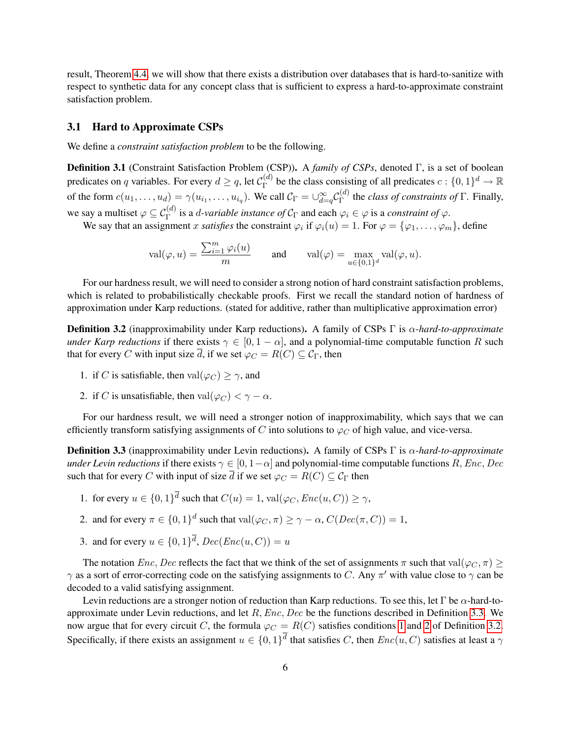result, Theorem 4.4, we will show that there exists a distribution over databases that is hard-to-sanitize with respect to synthetic data for any concept class that is sufficient to express a hard-to-approximate constraint satisfaction problem.

### 3.1 Hard to Approximate CSPs

We define a *constraint satisfaction problem* to be the following.

**Definition 3.1** (Constraint Satisfaction Problem (CSP)). A *family of CSPs*, denoted $\Gamma$, is a set of boolean predicates on $q$ variables. For every $d \geq q$, let $\mathcal{C}_\Gamma^{(d)}$ be the class consisting of all predicates $c : \{0,1\}^d \to \mathbb{R}$ of the form $c(u_1, \dots, u_d) = \gamma(u_{i_1}, \dots, u_{i_q})$. We call $\mathcal{C}_\Gamma = \cup_{d=q}^{\infty} \mathcal{C}_\Gamma^{(d)}$ the *class of constraints of* $\Gamma$. Finally, we say a multiset $\varphi \subseteq \mathcal{C}_\Gamma^{(d)}$ is a *$d$-variable instance of* $\mathcal{C}_\Gamma$ and each $\varphi_i \in \varphi$ is a *constraint of* $\varphi$.

We say that an assignment $x$ *satisfies* the constraint $\varphi_i$ if $\varphi_i(u) = 1$. For $\varphi = \{\varphi_1, \dots, \varphi_m\}$, define

$$\mathrm{val}(\varphi, u) = \frac{\sum_{i=1}^{m} \varphi_i(u)}{m} \qquad \text{and} \qquad \mathrm{val}(\varphi) = \max_{u \in \{0,1\}^d} \mathrm{val}(\varphi, u).$$

For our hardness result, we will need to consider a strong notion of hard constraint satisfaction problems, which is related to probabilistically checkable proofs. First we recall the standard notion of hardness of approximation under Karp reductions. (stated for additive, rather than multiplicative approximation error)

**Definition 3.2** (inapproximability under Karp reductions). A family of CSPs $\Gamma$ is *$\alpha$-hard-to-approximate under Karp reductions* if there exists $\gamma \in [0, 1-\alpha]$, and a polynomial-time computable function $R$ such that for every $C$ with input size $\overline{d}$, if we set $\varphi_C = R(C) \subseteq \mathcal{C}_\Gamma$, then

1. if $C$ is satisfiable, then $\mathrm{val}(\varphi_C) \geq \gamma$, and
2. if $C$ is unsatisfiable, then $\mathrm{val}(\varphi_C) < \gamma - \alpha$.

For our hardness result, we will need a stronger notion of inapproximability, which says that we can efficiently transform satisfying assignments of $C$ into solutions to $\varphi_C$ of high value, and vice-versa.

**Definition 3.3** (inapproximability under Levin reductions). A family of CSPs $\Gamma$ is *$\alpha$-hard-to-approximate under Levin reductions* if there exists $\gamma \in [0, 1-\alpha]$ and polynomial-time computable functions $R$, $Enc$, $Dec$ such that for every $C$ with input of size $\overline{d}$ if we set $\varphi_C = R(C) \subseteq \mathcal{C}_\Gamma$ then

1. for every $u \in \{0,1\}^{\overline{d}}$ such that $C(u) = 1$, $\mathrm{val}(\varphi_C, Enc(u, C)) \geq \gamma$,
2. and for every $\pi \in \{0,1\}^d$ such that $\mathrm{val}(\varphi_C, \pi) \geq \gamma - \alpha$, $C(Dec(\pi, C)) = 1$,
3. and for every $u \in \{0,1\}^{\overline{d}}$, $Dec(Enc(u, C)) = u$

The notation $Enc, Dec$ reflects the fact that we think of the set of assignments $\pi$ such that $\mathrm{val}(\varphi_C, \pi) \geq \gamma$ as a sort of error-correcting code on the satisfying assignments to $C$. Any $\pi'$ with value close to $\gamma$ can be decoded to a valid satisfying assignment.

Levin reductions are a stronger notion of reduction than Karp reductions. To see this, let $\Gamma$ be $\alpha$-hard-to-approximate under Levin reductions, and let $R, Enc, Dec$ be the functions described in Definition 3.3. We now argue that for every circuit $C$, the formula $\varphi_C = R(C)$ satisfies conditions 1 and 2 of Definition 3.2. Specifically, if there exists an assignment $u \in \{0,1\}^{\overline{d}}$ that satisfies $C$, then $Enc(u, C)$ satisfies at least a $\gamma$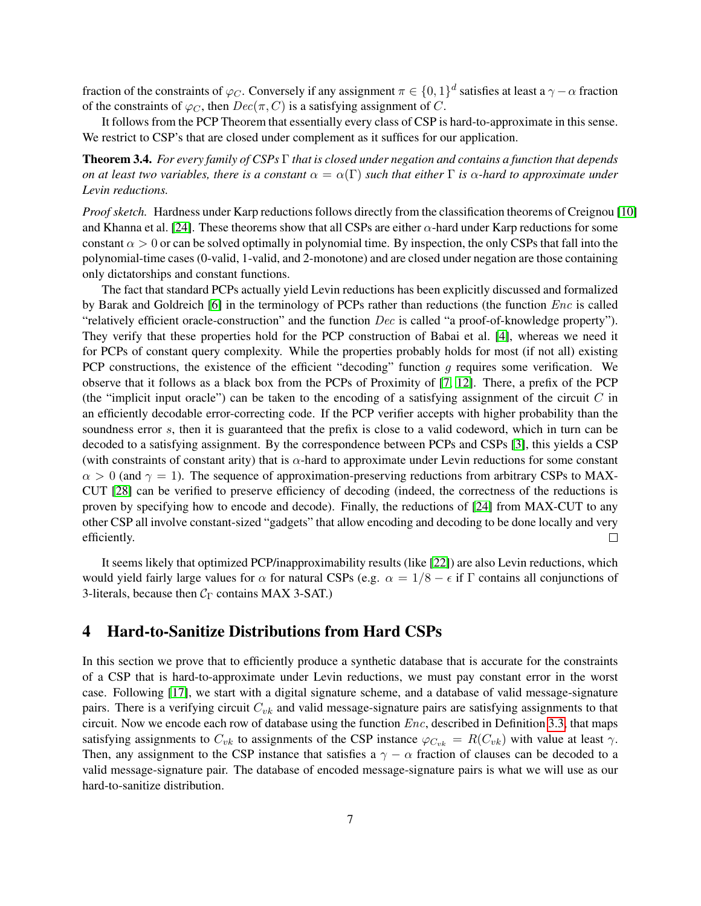fraction of the constraints of $\varphi_C$. Conversely if any assignment $\pi \in \{0,1\}^d$ satisfies at least a $\gamma - \alpha$ fraction of the constraints of $\varphi_C$, then $Dec(\pi, C)$ is a satisfying assignment of $C$.

It follows from the PCP Theorem that essentially every class of CSP is hard-to-approximate in this sense. We restrict to CSP's that are closed under complement as it suffices for our application.

**Theorem 3.4.** *For every family of CSPs $\Gamma$ that is closed under negation and contains a function that depends on at least two variables, there is a constant $\alpha = \alpha(\Gamma)$ such that either $\Gamma$ is $\alpha$-hard to approximate under Levin reductions.*

*Proof sketch.* Hardness under Karp reductions follows directly from the classification theorems of Creignou [10] and Khanna et al. [24]. These theorems show that all CSPs are either $\alpha$-hard under Karp reductions for some constant $\alpha > 0$ or can be solved optimally in polynomial time. By inspection, the only CSPs that fall into the polynomial-time cases (0-valid, 1-valid, and 2-monotone) and are closed under negation are those containing only dictatorships and constant functions.

The fact that standard PCPs actually yield Levin reductions has been explicitly discussed and formalized by Barak and Goldreich [6] in the terminology of PCPs rather than reductions (the function $Enc$ is called "relatively efficient oracle-construction" and the function $Dec$ is called "a proof-of-knowledge property"). They verify that these properties hold for the PCP construction of Babai et al. [4], whereas we need it for PCPs of constant query complexity. While the properties probably holds for most (if not all) existing PCP constructions, the existence of the efficient "decoding" function $g$ requires some verification. We observe that it follows as a black box from the PCPs of Proximity of [7, 12]. There, a prefix of the PCP (the "implicit input oracle") can be taken to the encoding of a satisfying assignment of the circuit $C$ in an efficiently decodable error-correcting code. If the PCP verifier accepts with higher probability than the soundness error $s$, then it is guaranteed that the prefix is close to a valid codeword, which in turn can be decoded to a satisfying assignment. By the correspondence between PCPs and CSPs [3], this yields a CSP (with constraints of constant arity) that is $\alpha$-hard to approximate under Levin reductions for some constant $\alpha > 0$ (and $\gamma = 1$). The sequence of approximation-preserving reductions from arbitrary CSPs to MAX-CUT [28] can be verified to preserve efficiency of decoding (indeed, the correctness of the reductions is proven by specifying how to encode and decode). Finally, the reductions of [24] from MAX-CUT to any other CSP all involve constant-sized "gadgets" that allow encoding and decoding to be done locally and very efficiently. □

It seems likely that optimized PCP/inapproximability results (like [22]) are also Levin reductions, which would yield fairly large values for $\alpha$ for natural CSPs (e.g. $\alpha = 1/8 - \epsilon$ if $\Gamma$ contains all conjunctions of 3-literals, because then $\mathcal{C}_\Gamma$ contains MAX 3-SAT.)

# 4 Hard-to-Sanitize Distributions from Hard CSPs

In this section we prove that to efficiently produce a synthetic database that is accurate for the constraints of a CSP that is hard-to-approximate under Levin reductions, we must pay constant error in the worst case. Following [17], we start with a digital signature scheme, and a database of valid message-signature pairs. There is a verifying circuit $C_{vk}$ and valid message-signature pairs are satisfying assignments to that circuit. Now we encode each row of database using the function $Enc$, described in Definition 3.3, that maps satisfying assignments to $C_{vk}$ to assignments of the CSP instance $\varphi_{C_{vk}} = R(C_{vk})$ with value at least $\gamma$. Then, any assignment to the CSP instance that satisfies a $\gamma - \alpha$ fraction of clauses can be decoded to a valid message-signature pair. The database of encoded message-signature pairs is what we will use as our hard-to-sanitize distribution.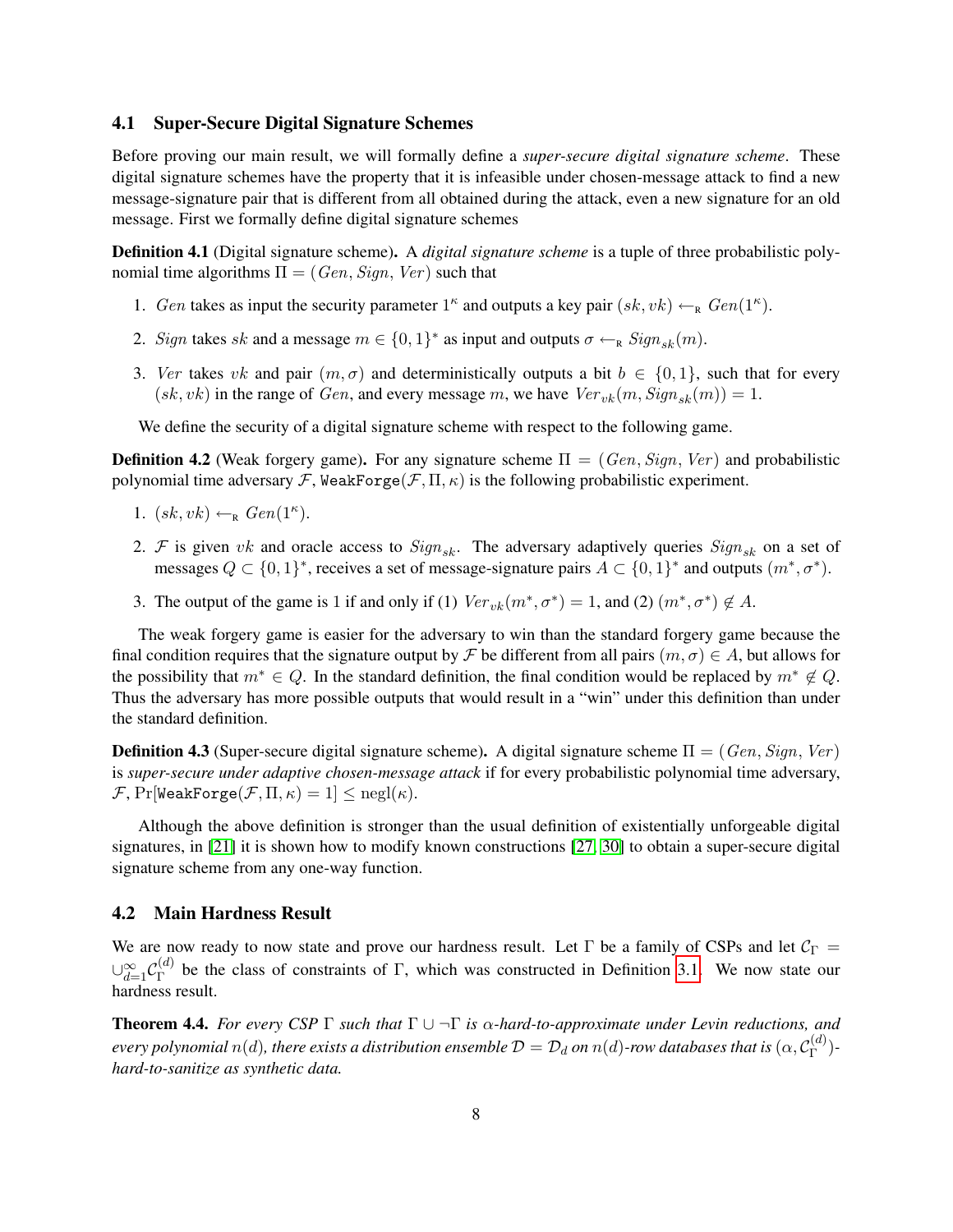### 4.1 Super-Secure Digital Signature Schemes

Before proving our main result, we will formally define a *super-secure digital signature scheme*. These digital signature schemes have the property that it is infeasible under chosen-message attack to find a new message-signature pair that is different from all obtained during the attack, even a new signature for an old message. First we formally define digital signature schemes

**Definition 4.1** (Digital signature scheme)**.** A *digital signature scheme* is a tuple of three probabilistic polynomial time algorithms $\Pi = (Gen, Sign, Ver)$ such that

1. $Gen$ takes as input the security parameter $1^\kappa$ and outputs a key pair $(sk, vk) \leftarrow_{\mathrm{R}} Gen(1^\kappa)$.
2. $Sign$ takes $sk$ and a message $m \in \{0,1\}^*$ as input and outputs $\sigma \leftarrow_{\mathrm{R}} Sign_{sk}(m)$.
3. $Ver$ takes $vk$ and pair $(m, \sigma)$ and deterministically outputs a bit $b \in \{0,1\}$, such that for every $(sk, vk)$ in the range of $Gen$, and every message $m$, we have $Ver_{vk}(m, Sign_{sk}(m)) = 1$.

We define the security of a digital signature scheme with respect to the following game.

**Definition 4.2** (Weak forgery game)**.** For any signature scheme $\Pi = (Gen, Sign, Ver)$ and probabilistic polynomial time adversary $\mathcal{F}$, $\texttt{WeakForge}(\mathcal{F}, \Pi, \kappa)$ is the following probabilistic experiment.

1. $(sk, vk) \leftarrow_{\mathrm{R}} Gen(1^\kappa)$.
2. $\mathcal{F}$ is given $vk$ and oracle access to $Sign_{sk}$. The adversary adaptively queries $Sign_{sk}$ on a set of messages $Q \subset \{0,1\}^*$, receives a set of message-signature pairs $A \subset \{0,1\}^*$ and outputs $(m^*, \sigma^*)$.
3. The output of the game is 1 if and only if (1) $Ver_{vk}(m^*, \sigma^*) = 1$, and (2) $(m^*, \sigma^*) \notin A$.

The weak forgery game is easier for the adversary to win than the standard forgery game because the final condition requires that the signature output by $\mathcal{F}$ be different from all pairs $(m, \sigma) \in A$, but allows for the possibility that $m^* \in Q$. In the standard definition, the final condition would be replaced by $m^* \notin Q$. Thus the adversary has more possible outputs that would result in a "win" under this definition than under the standard definition.

**Definition 4.3** (Super-secure digital signature scheme)**.** A digital signature scheme $\Pi = (Gen, Sign, Ver)$ is *super-secure under adaptive chosen-message attack* if for every probabilistic polynomial time adversary, $\mathcal{F}$, $\Pr[\texttt{WeakForge}(\mathcal{F}, \Pi, \kappa) = 1] \leq \mathrm{negl}(\kappa)$.

Although the above definition is stronger than the usual definition of existentially unforgeable digital signatures, in [21] it is shown how to modify known constructions [27, 30] to obtain a super-secure digital signature scheme from any one-way function.

### 4.2 Main Hardness Result

We are now ready to now state and prove our hardness result. Let $\Gamma$ be a family of CSPs and let $\mathcal{C}_\Gamma = \cup_{d=1}^{\infty} \mathcal{C}_\Gamma^{(d)}$ be the class of constraints of $\Gamma$, which was constructed in Definition 3.1. We now state our hardness result.

**Theorem 4.4.** *For every CSP $\Gamma$ such that $\Gamma \cup \neg\Gamma$ is $\alpha$-hard-to-approximate under Levin reductions, and every polynomial $n(d)$, there exists a distribution ensemble $\mathcal{D} = \mathcal{D}_d$ on $n(d)$-row databases that is $(\alpha, \mathcal{C}_\Gamma^{(d)})$-hard-to-sanitize as synthetic data.*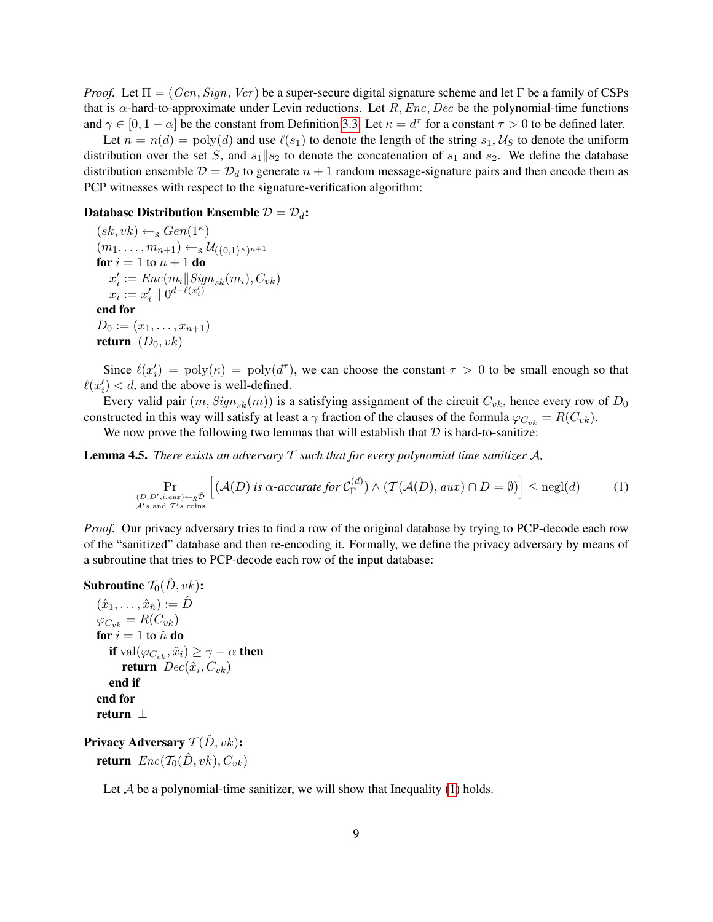*Proof.* Let $\Pi = (Gen, Sign, Ver)$ be a super-secure digital signature scheme and let $\Gamma$ be a family of CSPs that is $\alpha$-hard-to-approximate under Levin reductions. Let $R, Enc, Dec$ be the polynomial-time functions and $\gamma \in [0, 1-\alpha]$ be the constant from Definition 3.3. Let $\kappa = d^{\tau}$ for a constant $\tau > 0$ to be defined later.

Let $n = n(d) = \text{poly}(d)$ and use $\ell(s_1)$ to denote the length of the string $s_1$, $\mathcal{U}_S$ to denote the uniform distribution over the set $S$, and $s_1 \| s_2$ to denote the concatenation of $s_1$ and $s_2$. We define the database distribution ensemble $\mathcal{D} = \mathcal{D}_d$ to generate $n+1$ random message-signature pairs and then encode them as PCP witnesses with respect to the signature-verification algorithm:

**Database Distribution Ensemble $\mathcal{D} = \mathcal{D}_d$:**

$(sk, vk) \leftarrow_{\text{R}} Gen(1^{\kappa})$
$(m_1, \ldots, m_{n+1}) \leftarrow_{\text{R}} \mathcal{U}_{(\{0,1\}^{\kappa})^{n+1}}$
**for** $i = 1$ to $n+1$ **do**
  $x_i' := Enc(m_i \| Sign_{sk}(m_i), C_{vk})$
  $x_i := x_i' \parallel 0^{d-\ell(x_i')}$
**end for**
$D_0 := (x_1, \ldots, x_{n+1})$
**return** $(D_0, vk)$

Since $\ell(x_i') = \text{poly}(\kappa) = \text{poly}(d^{\tau})$, we can choose the constant $\tau > 0$ to be small enough so that $\ell(x_i') < d$, and the above is well-defined.

Every valid pair $(m, Sign_{sk}(m))$ is a satisfying assignment of the circuit $C_{vk}$, hence every row of $D_0$ constructed in this way will satisfy at least a $\gamma$ fraction of the clauses of the formula $\varphi_{C_{vk}} = R(C_{vk})$.

We now prove the following two lemmas that will establish that $\mathcal{D}$ is hard-to-sanitize:

**Lemma 4.5.** *There exists an adversary $\mathcal{T}$ such that for every polynomial time sanitizer $\mathcal{A}$,*

$$\Pr_{\substack{(D,D',i,aux)\leftarrow_R \hat{\mathcal{D}} \\ \mathcal{A}'s \text{ and } \mathcal{T}'s \text{ coins}}} \left[ (\mathcal{A}(D) \text{ is } \alpha\text{-accurate for } \mathcal{C}_{\Gamma}^{(d)}) \wedge (\mathcal{T}(\mathcal{A}(D), aux) \cap D = \emptyset) \right] \leq \text{negl}(d) \tag{1}$$

*Proof.* Our privacy adversary tries to find a row of the original database by trying to PCP-decode each row of the "sanitized" database and then re-encoding it. Formally, we define the privacy adversary by means of a subroutine that tries to PCP-decode each row of the input database:

**Subroutine $\mathcal{T}_0(\hat{D}, vk)$:**

$(\hat{x}_1, \ldots, \hat{x}_{\hat{n}}) := \hat{D}$
$\varphi_{C_{vk}} = R(C_{vk})$
**for** $i = 1$ to $\hat{n}$ **do**
  **if** $\text{val}(\varphi_{C_{vk}}, \hat{x}_i) \geq \gamma - \alpha$ **then**
    **return** $Dec(\hat{x}_i, C_{vk})$
  **end if**
**end for**
**return** $\perp$

**Privacy Adversary $\mathcal{T}(\hat{D}, vk)$:**

**return** $Enc(\mathcal{T}_0(\hat{D}, vk), C_{vk})$

Let $\mathcal{A}$ be a polynomial-time sanitizer, we will show that Inequality (1) holds.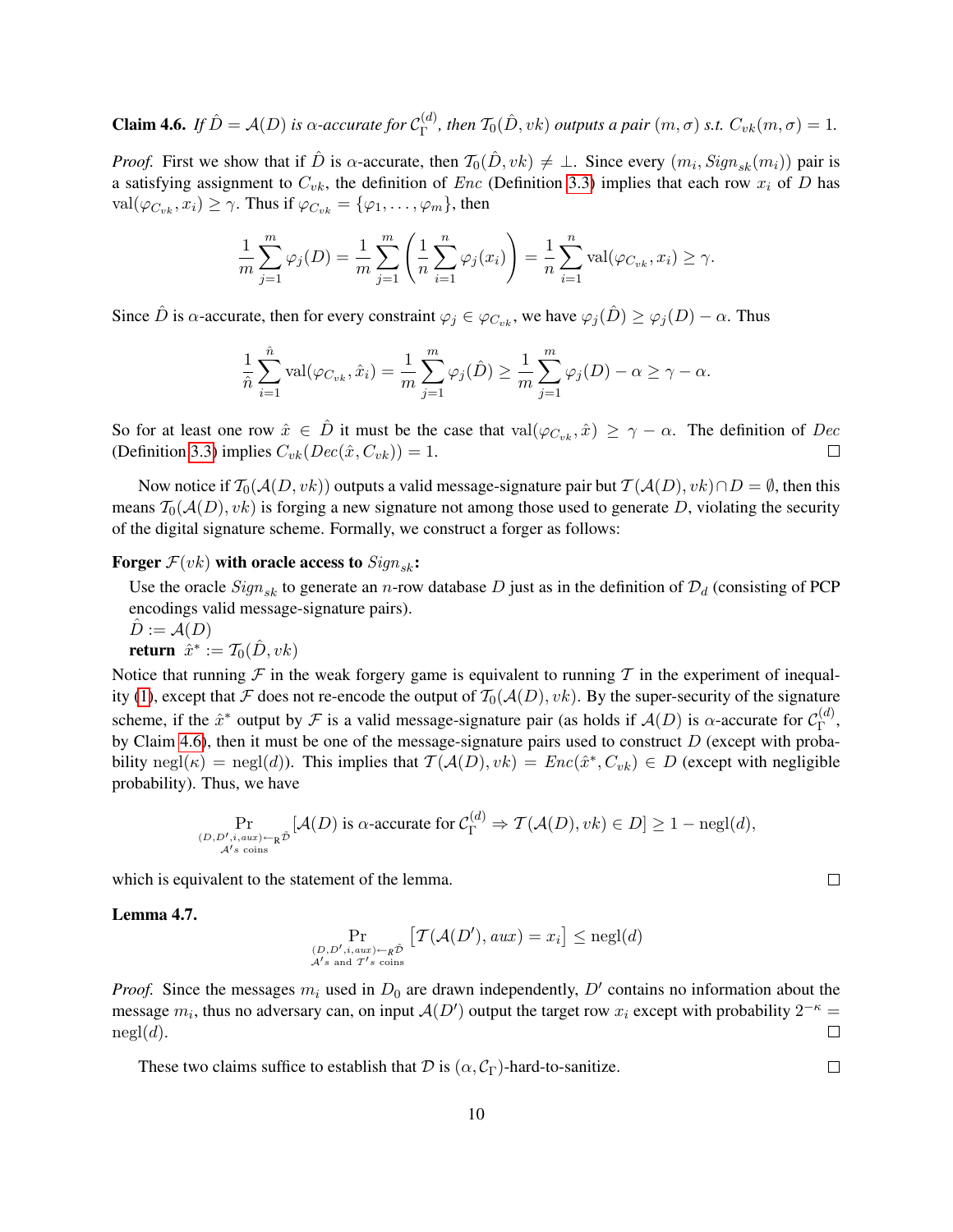**Claim 4.6.** *If $\hat{D} = \mathcal{A}(D)$ is $\alpha$-accurate for $\mathcal{C}_\Gamma^{(d)}$, then $\mathcal{T}_0(\hat{D}, vk)$ outputs a pair $(m, \sigma)$ s.t. $C_{vk}(m, \sigma) = 1$.*

*Proof.* First we show that if $\hat{D}$ is $\alpha$-accurate, then $\mathcal{T}_0(\hat{D}, vk) \neq \bot$. Since every $(m_i, Sign_{sk}(m_i))$ pair is a satisfying assignment to $C_{vk}$, the definition of $Enc$ (Definition 3.3) implies that each row $x_i$ of $D$ has $\text{val}(\varphi_{C_{vk}}, x_i) \geq \gamma$. Thus if $\varphi_{C_{vk}} = \{\varphi_1, \ldots, \varphi_m\}$, then

$$\frac{1}{m}\sum_{j=1}^{m} \varphi_j(D) = \frac{1}{m}\sum_{j=1}^{m}\left(\frac{1}{n}\sum_{i=1}^{n}\varphi_j(x_i)\right) = \frac{1}{n}\sum_{i=1}^{n}\text{val}(\varphi_{C_{vk}}, x_i) \geq \gamma.$$

Since $\hat{D}$ is $\alpha$-accurate, then for every constraint $\varphi_j \in \varphi_{C_{vk}}$, we have $\varphi_j(\hat{D}) \geq \varphi_j(D) - \alpha$. Thus

$$\frac{1}{\hat{n}}\sum_{i=1}^{\hat{n}}\text{val}(\varphi_{C_{vk}}, \hat{x}_i) = \frac{1}{m}\sum_{j=1}^{m}\varphi_j(\hat{D}) \geq \frac{1}{m}\sum_{j=1}^{m}\varphi_j(D) - \alpha \geq \gamma - \alpha.$$

So for at least one row $\hat{x} \in \hat{D}$ it must be the case that $\text{val}(\varphi_{C_{vk}}, \hat{x}) \geq \gamma - \alpha$. The definition of $Dec$ (Definition 3.3) implies $C_{vk}(Dec(\hat{x}, C_{vk})) = 1$. □

Now notice if $\mathcal{T}_0(\mathcal{A}(D, vk))$ outputs a valid message-signature pair but $\mathcal{T}(\mathcal{A}(D), vk) \cap D = \emptyset$, then this means $\mathcal{T}_0(\mathcal{A}(D), vk)$ is forging a new signature not among those used to generate $D$, violating the security of the digital signature scheme. Formally, we construct a forger as follows:

**Forger $\mathcal{F}(vk)$ with oracle access to $Sign_{sk}$:**

Use the oracle $Sign_{sk}$ to generate an $n$-row database $D$ just as in the definition of $\mathcal{D}_d$ (consisting of PCP encodings valid message-signature pairs).
$\hat{D} := \mathcal{A}(D)$
**return** $\hat{x}^* := \mathcal{T}_0(\hat{D}, vk)$

Notice that running $\mathcal{F}$ in the weak forgery game is equivalent to running $\mathcal{T}$ in the experiment of inequality (1), except that $\mathcal{F}$ does not re-encode the output of $\mathcal{T}_0(\mathcal{A}(D), vk)$. By the super-security of the signature scheme, if the $\hat{x}^*$ output by $\mathcal{F}$ is a valid message-signature pair (as holds if $\mathcal{A}(D)$ is $\alpha$-accurate for $\mathcal{C}_\Gamma^{(d)}$, by Claim 4.6), then it must be one of the message-signature pairs used to construct $D$ (except with probability $\text{negl}(\kappa) = \text{negl}(d)$). This implies that $\mathcal{T}(\mathcal{A}(D), vk) = Enc(\hat{x}^*, C_{vk}) \in D$ (except with negligible probability). Thus, we have

$$\Pr_{\substack{(D,D',i,aux)\leftarrow_R \tilde{\mathcal{D}} \\ \mathcal{A}'s \text{ coins}}}[\mathcal{A}(D) \text{ is } \alpha\text{-accurate for } \mathcal{C}_\Gamma^{(d)} \Rightarrow \mathcal{T}(\mathcal{A}(D), vk) \in D] \geq 1 - \text{negl}(d),$$

which is equivalent to the statement of the lemma. □

**Lemma 4.7.**

$$\Pr_{\substack{(D,D',i,aux)\leftarrow_R \tilde{\mathcal{D}} \\ \mathcal{A}'s \text{ and } \mathcal{T}'s \text{ coins}}}\left[\mathcal{T}(\mathcal{A}(D'), aux) = x_i\right] \leq \text{negl}(d)$$

*Proof.* Since the messages $m_i$ used in $D_0$ are drawn independently, $D'$ contains no information about the message $m_i$, thus no adversary can, on input $\mathcal{A}(D')$ output the target row $x_i$ except with probability $2^{-\kappa} = \text{negl}(d)$. □

These two claims suffice to establish that $\mathcal{D}$ is $(\alpha, \mathcal{C}_\Gamma)$-hard-to-sanitize. □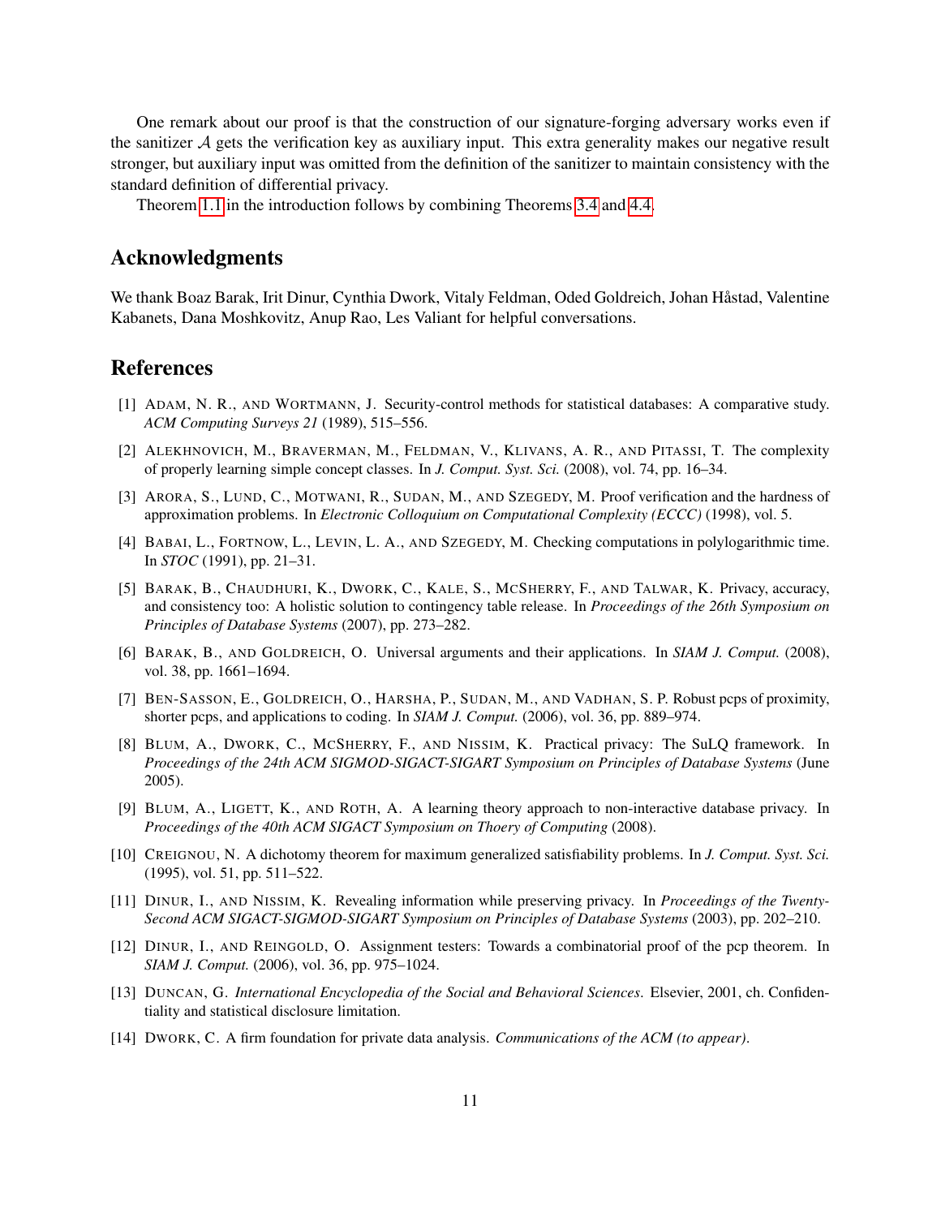One remark about our proof is that the construction of our signature-forging adversary works even if the sanitizer $\mathcal{A}$ gets the verification key as auxiliary input. This extra generality makes our negative result stronger, but auxiliary input was omitted from the definition of the sanitizer to maintain consistency with the standard definition of differential privacy.

Theorem 1.1 in the introduction follows by combining Theorems 3.4 and 4.4.

## Acknowledgments

We thank Boaz Barak, Irit Dinur, Cynthia Dwork, Vitaly Feldman, Oded Goldreich, Johan Håstad, Valentine Kabanets, Dana Moshkovitz, Anup Rao, Les Valiant for helpful conversations.

## References

[1] Adam, N. R., and Wortmann, J. Security-control methods for statistical databases: A comparative study. *ACM Computing Surveys 21* (1989), 515–556.

[2] Alekhnovich, M., Braverman, M., Feldman, V., Klivans, A. R., and Pitassi, T. The complexity of properly learning simple concept classes. In *J. Comput. Syst. Sci.* (2008), vol. 74, pp. 16–34.

[3] Arora, S., Lund, C., Motwani, R., Sudan, M., and Szegedy, M. Proof verification and the hardness of approximation problems. In *Electronic Colloquium on Computational Complexity (ECCC)* (1998), vol. 5.

[4] Babai, L., Fortnow, L., Levin, L. A., and Szegedy, M. Checking computations in polylogarithmic time. In *STOC* (1991), pp. 21–31.

[5] Barak, B., Chaudhuri, K., Dwork, C., Kale, S., McSherry, F., and Talwar, K. Privacy, accuracy, and consistency too: A holistic solution to contingency table release. In *Proceedings of the 26th Symposium on Principles of Database Systems* (2007), pp. 273–282.

[6] Barak, B., and Goldreich, O. Universal arguments and their applications. In *SIAM J. Comput.* (2008), vol. 38, pp. 1661–1694.

[7] Ben-Sasson, E., Goldreich, O., Harsha, P., Sudan, M., and Vadhan, S. P. Robust pcps of proximity, shorter pcps, and applications to coding. In *SIAM J. Comput.* (2006), vol. 36, pp. 889–974.

[8] Blum, A., Dwork, C., McSherry, F., and Nissim, K. Practical privacy: The SuLQ framework. In *Proceedings of the 24th ACM SIGMOD-SIGACT-SIGART Symposium on Principles of Database Systems* (June 2005).

[9] Blum, A., Ligett, K., and Roth, A. A learning theory approach to non-interactive database privacy. In *Proceedings of the 40th ACM SIGACT Symposium on Thoery of Computing* (2008).

[10] Creignou, N. A dichotomy theorem for maximum generalized satisfiability problems. In *J. Comput. Syst. Sci.* (1995), vol. 51, pp. 511–522.

[11] Dinur, I., and Nissim, K. Revealing information while preserving privacy. In *Proceedings of the Twenty-Second ACM SIGACT-SIGMOD-SIGART Symposium on Principles of Database Systems* (2003), pp. 202–210.

[12] Dinur, I., and Reingold, O. Assignment testers: Towards a combinatorial proof of the pcp theorem. In *SIAM J. Comput.* (2006), vol. 36, pp. 975–1024.

[13] Duncan, G. *International Encyclopedia of the Social and Behavioral Sciences*. Elsevier, 2001, ch. Confidentiality and statistical disclosure limitation.

[14] Dwork, C. A firm foundation for private data analysis. *Communications of the ACM (to appear)*.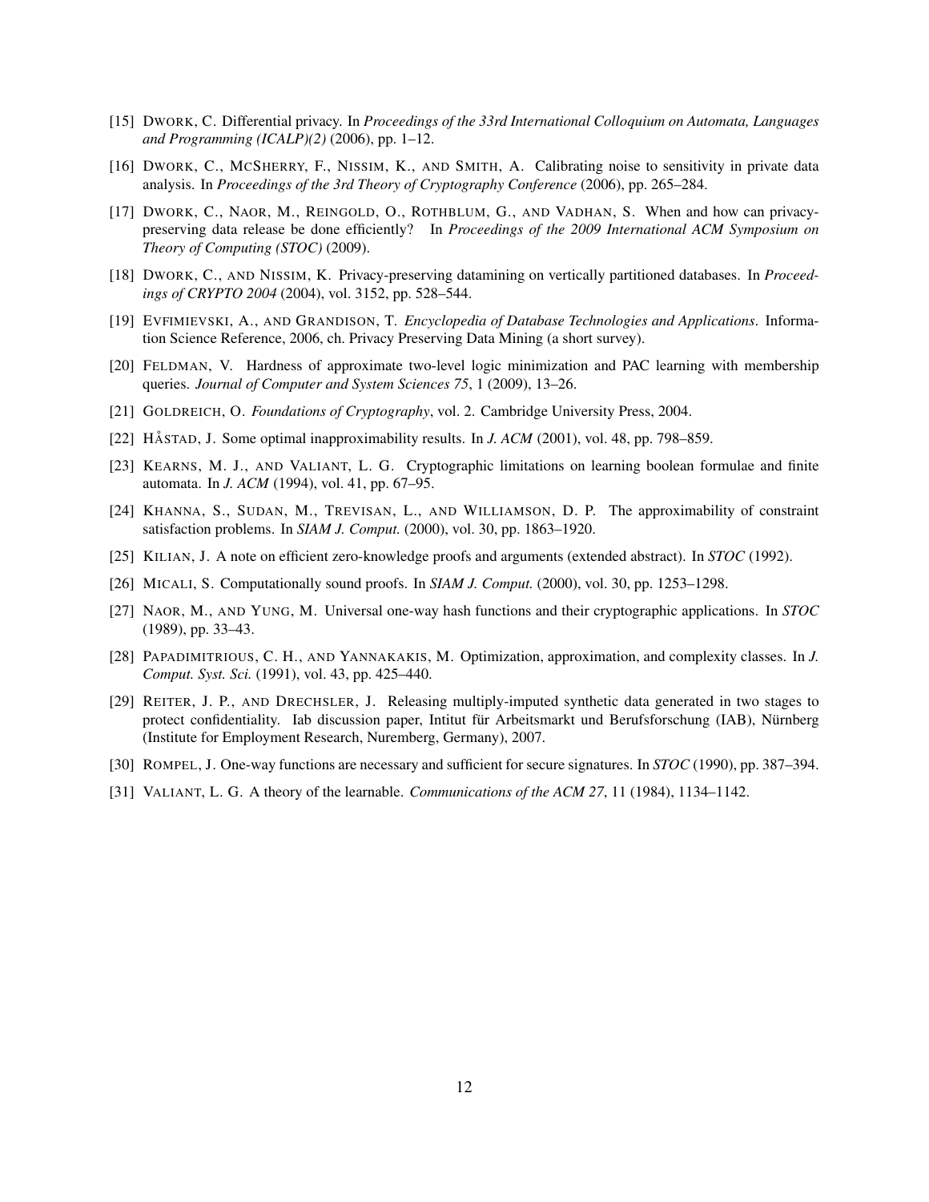[15] DWORK, C. Differential privacy. In *Proceedings of the 33rd International Colloquium on Automata, Languages and Programming (ICALP)(2)* (2006), pp. 1–12.

[16] DWORK, C., MCSHERRY, F., NISSIM, K., AND SMITH, A. Calibrating noise to sensitivity in private data analysis. In *Proceedings of the 3rd Theory of Cryptography Conference* (2006), pp. 265–284.

[17] DWORK, C., NAOR, M., REINGOLD, O., ROTHBLUM, G., AND VADHAN, S. When and how can privacy-preserving data release be done efficiently? In *Proceedings of the 2009 International ACM Symposium on Theory of Computing (STOC)* (2009).

[18] DWORK, C., AND NISSIM, K. Privacy-preserving datamining on vertically partitioned databases. In *Proceedings of CRYPTO 2004* (2004), vol. 3152, pp. 528–544.

[19] EVFIMIEVSKI, A., AND GRANDISON, T. *Encyclopedia of Database Technologies and Applications*. Information Science Reference, 2006, ch. Privacy Preserving Data Mining (a short survey).

[20] FELDMAN, V. Hardness of approximate two-level logic minimization and PAC learning with membership queries. *Journal of Computer and System Sciences 75*, 1 (2009), 13–26.

[21] GOLDREICH, O. *Foundations of Cryptography*, vol. 2. Cambridge University Press, 2004.

[22] HÅSTAD, J. Some optimal inapproximability results. In *J. ACM* (2001), vol. 48, pp. 798–859.

[23] KEARNS, M. J., AND VALIANT, L. G. Cryptographic limitations on learning boolean formulae and finite automata. In *J. ACM* (1994), vol. 41, pp. 67–95.

[24] KHANNA, S., SUDAN, M., TREVISAN, L., AND WILLIAMSON, D. P. The approximability of constraint satisfaction problems. In *SIAM J. Comput.* (2000), vol. 30, pp. 1863–1920.

[25] KILIAN, J. A note on efficient zero-knowledge proofs and arguments (extended abstract). In *STOC* (1992).

[26] MICALI, S. Computationally sound proofs. In *SIAM J. Comput.* (2000), vol. 30, pp. 1253–1298.

[27] NAOR, M., AND YUNG, M. Universal one-way hash functions and their cryptographic applications. In *STOC* (1989), pp. 33–43.

[28] PAPADIMITRIOUS, C. H., AND YANNAKAKIS, M. Optimization, approximation, and complexity classes. In *J. Comput. Syst. Sci.* (1991), vol. 43, pp. 425–440.

[29] REITER, J. P., AND DRECHSLER, J. Releasing multiply-imputed synthetic data generated in two stages to protect confidentiality. Iab discussion paper, Intitut für Arbeitsmarkt und Berufsforschung (IAB), Nürnberg (Institute for Employment Research, Nuremberg, Germany), 2007.

[30] ROMPEL, J. One-way functions are necessary and sufficient for secure signatures. In *STOC* (1990), pp. 387–394.

[31] VALIANT, L. G. A theory of the learnable. *Communications of the ACM 27*, 11 (1984), 1134–1142.